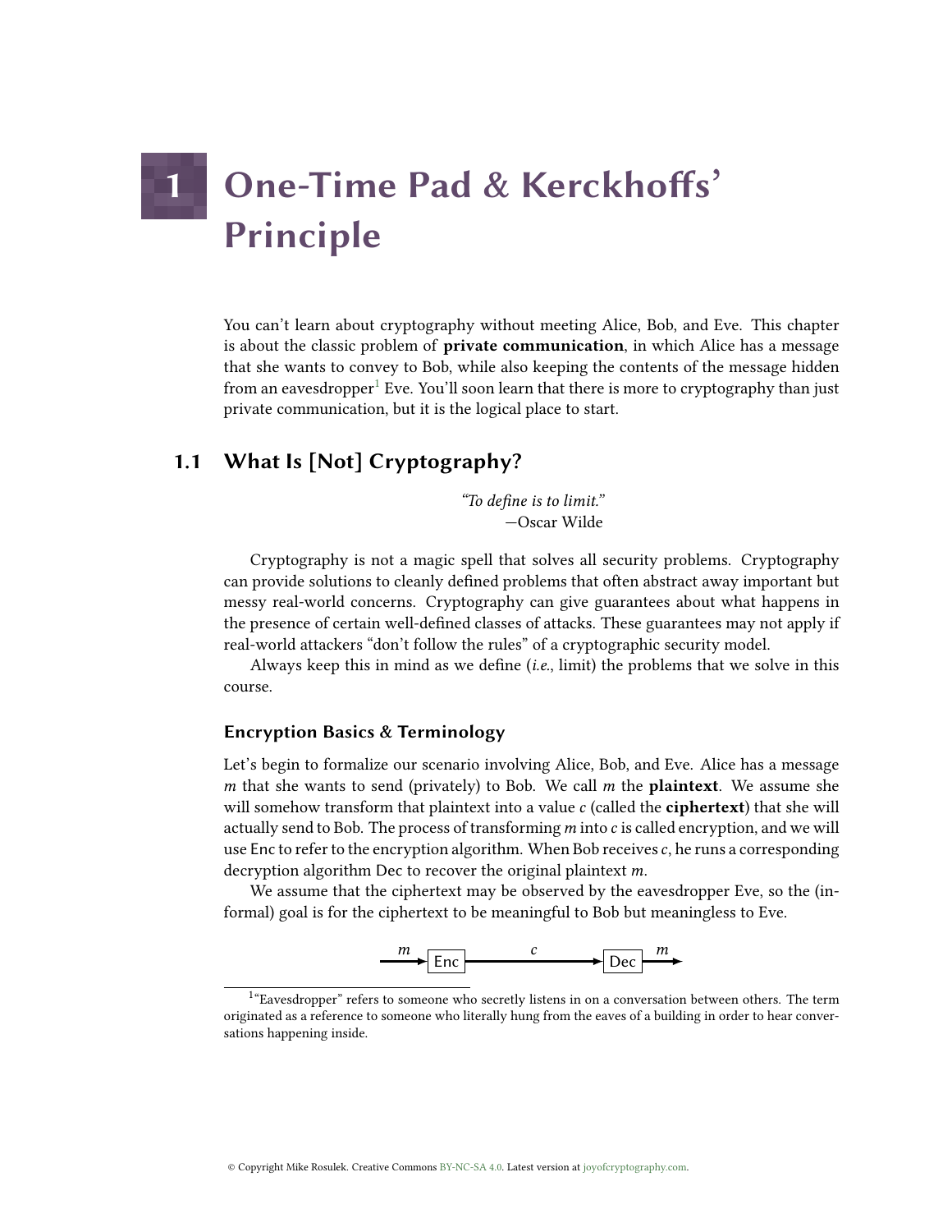# 1 One-Time Pad & Kerckhoffs' Principle

You can't learn about cryptography without meeting Alice, Bob, and Eve. This chapter is about the classic problem of **private communication**, in which Alice has a message that she wants to convey to Bob, while also keeping the contents of the message hidden from an eavesdropper[1] Eve. You'll soon learn that there is more to cryptography than just private communication, but it is the logical place to start.

## 1.1 What Is [Not] Cryptography?

*"To define is to limit."*
—Oscar Wilde

Cryptography is not a magic spell that solves all security problems. Cryptography can provide solutions to cleanly defined problems that often abstract away important but messy real-world concerns. Cryptography can give guarantees about what happens in the presence of certain well-defined classes of attacks. These guarantees may not apply if real-world attackers "don't follow the rules" of a cryptographic security model.

Always keep this in mind as we define (*i.e.*, limit) the problems that we solve in this course.

### Encryption Basics & Terminology

Let's begin to formalize our scenario involving Alice, Bob, and Eve. Alice has a message $m$ that she wants to send (privately) to Bob. We call $m$ the **plaintext**. We assume she will somehow transform that plaintext into a value $c$ (called the **ciphertext**) that she will actually send to Bob. The process of transforming $m$ into $c$ is called encryption, and we will use Enc to refer to the encryption algorithm. When Bob receives $c$, he runs a corresponding decryption algorithm Dec to recover the original plaintext $m$.

We assume that the ciphertext may be observed by the eavesdropper Eve, so the (informal) goal is for the ciphertext to be meaningful to Bob but meaningless to Eve.

$m$ → Enc → $c$ → Dec → $m$

[1] "Eavesdropper" refers to someone who secretly listens in on a conversation between others. The term originated as a reference to someone who literally hung from the eaves of a building in order to hear conversations happening inside.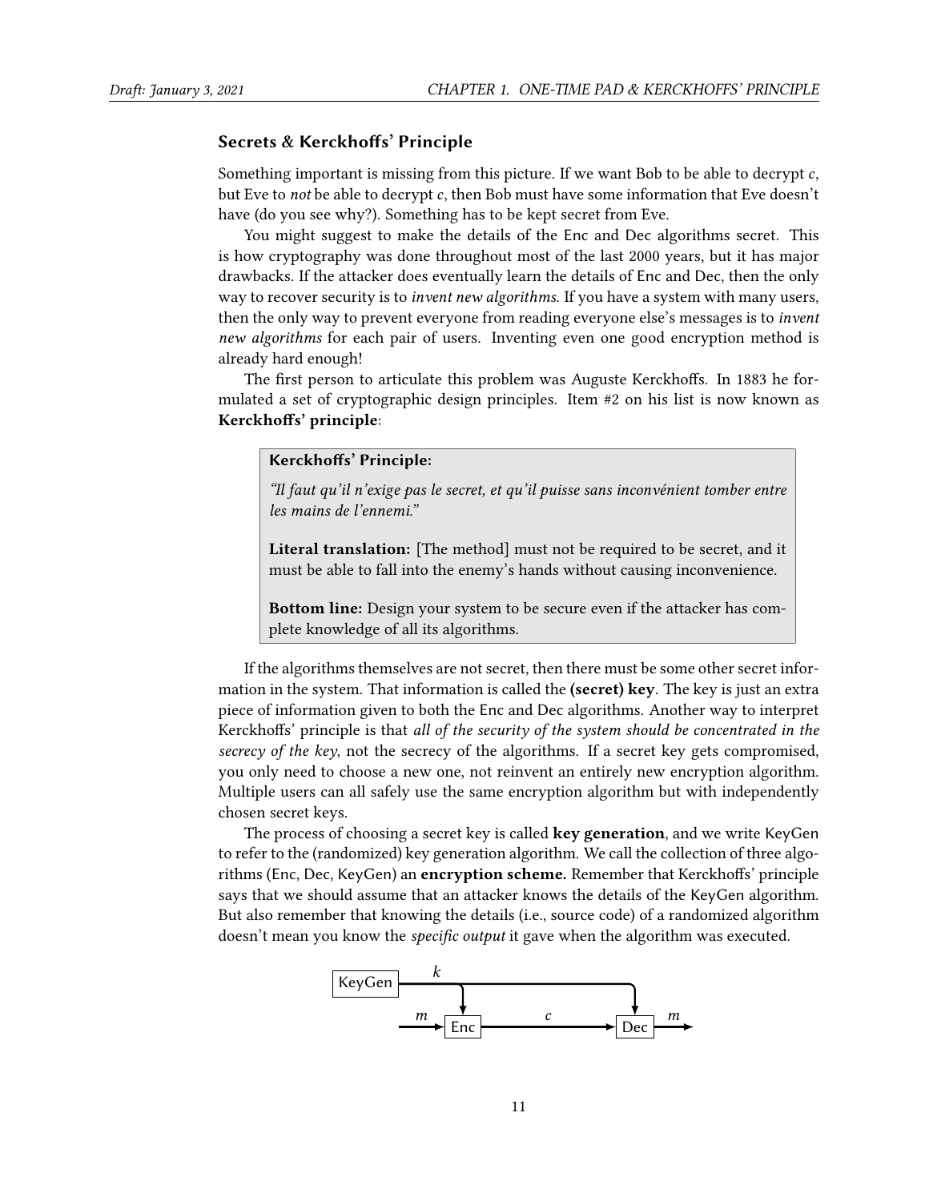## Secrets & Kerckhoffs' Principle

Something important is missing from this picture. If we want Bob to be able to decrypt $c$, but Eve to *not* be able to decrypt $c$, then Bob must have some information that Eve doesn't have (do you see why?). Something has to be kept secret from Eve.

You might suggest to make the details of the Enc and Dec algorithms secret. This is how cryptography was done throughout most of the last 2000 years, but it has major drawbacks. If the attacker does eventually learn the details of Enc and Dec, then the only way to recover security is to *invent new algorithms*. If you have a system with many users, then the only way to prevent everyone from reading everyone else's messages is to *invent new algorithms* for each pair of users. Inventing even one good encryption method is already hard enough!

The first person to articulate this problem was Auguste Kerckhoffs. In 1883 he formulated a set of cryptographic design principles. Item #2 on his list is now known as **Kerckhoffs' principle**:

> **Kerckhoffs' Principle:**
>
> *"Il faut qu'il n'exige pas le secret, et qu'il puisse sans inconvénient tomber entre les mains de l'ennemi."*
>
> **Literal translation:** [The method] must not be required to be secret, and it must be able to fall into the enemy's hands without causing inconvenience.
>
> **Bottom line:** Design your system to be secure even if the attacker has complete knowledge of all its algorithms.

If the algorithms themselves are not secret, then there must be some other secret information in the system. That information is called the **(secret) key**. The key is just an extra piece of information given to both the Enc and Dec algorithms. Another way to interpret Kerckhoffs' principle is that *all of the security of the system should be concentrated in the secrecy of the key*, not the secrecy of the algorithms. If a secret key gets compromised, you only need to choose a new one, not reinvent an entirely new encryption algorithm. Multiple users can all safely use the same encryption algorithm but with independently chosen secret keys.

The process of choosing a secret key is called **key generation**, and we write KeyGen to refer to the (randomized) key generation algorithm. We call the collection of three algorithms (Enc, Dec, KeyGen) an **encryption scheme.** Remember that Kerckhoffs' principle says that we should assume that an attacker knows the details of the KeyGen algorithm. But also remember that knowing the details (i.e., source code) of a randomized algorithm doesn't mean you know the *specific output* it gave when the algorithm was executed.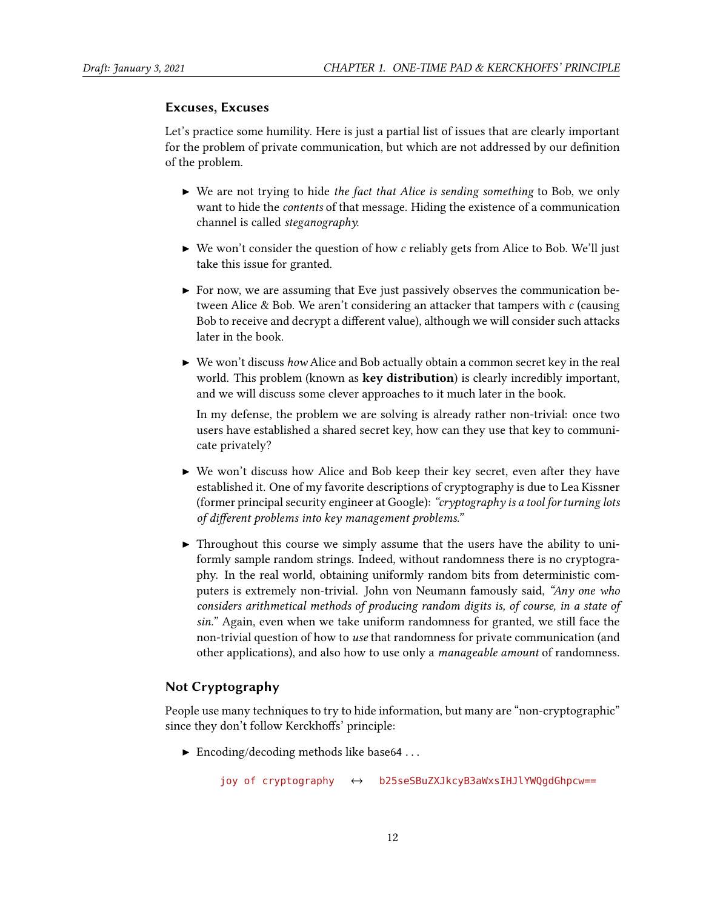### Excuses, Excuses

Let's practice some humility. Here is just a partial list of issues that are clearly important for the problem of private communication, but which are not addressed by our definition of the problem.

- We are not trying to hide *the fact that Alice is sending something* to Bob, we only want to hide the *contents* of that message. Hiding the existence of a communication channel is called *steganography.*

- We won't consider the question of how $c$ reliably gets from Alice to Bob. We'll just take this issue for granted.

- For now, we are assuming that Eve just passively observes the communication between Alice & Bob. We aren't considering an attacker that tampers with $c$ (causing Bob to receive and decrypt a different value), although we will consider such attacks later in the book.

- We won't discuss *how* Alice and Bob actually obtain a common secret key in the real world. This problem (known as **key distribution**) is clearly incredibly important, and we will discuss some clever approaches to it much later in the book.

  In my defense, the problem we are solving is already rather non-trivial: once two users have established a shared secret key, how can they use that key to communicate privately?

- We won't discuss how Alice and Bob keep their key secret, even after they have established it. One of my favorite descriptions of cryptography is due to Lea Kissner (former principal security engineer at Google): *"cryptography is a tool for turning lots of different problems into key management problems."*

- Throughout this course we simply assume that the users have the ability to uniformly sample random strings. Indeed, without randomness there is no cryptography. In the real world, obtaining uniformly random bits from deterministic computers is extremely non-trivial. John von Neumann famously said, *"Any one who considers arithmetical methods of producing random digits is, of course, in a state of sin."* Again, even when we take uniform randomness for granted, we still face the non-trivial question of how to *use* that randomness for private communication (and other applications), and also how to use only a *manageable amount* of randomness.

### Not Cryptography

People use many techniques to try to hide information, but many are "non-cryptographic" since they don't follow Kerckhoffs' principle:

- Encoding/decoding methods like base64 ...

  `joy of cryptography` $\leftrightarrow$ `b25seSBuZXJkcyB3aWxsIHJlYWQgdGhpcw==`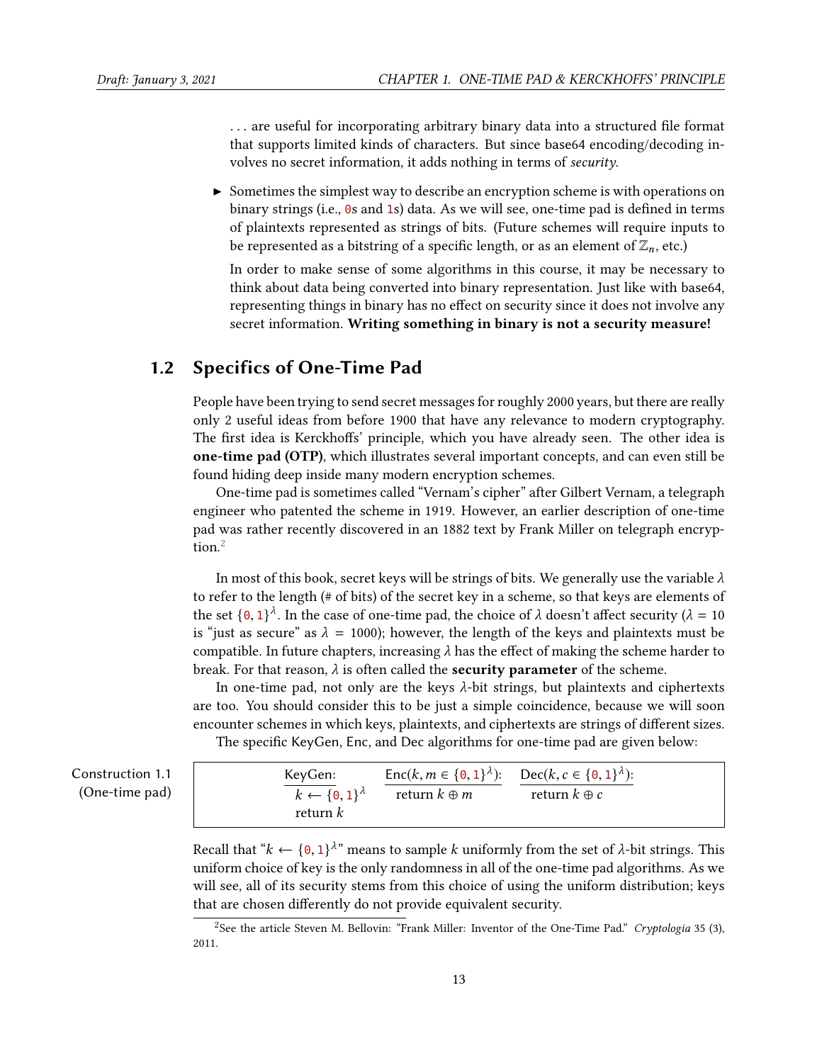. . . are useful for incorporating arbitrary binary data into a structured file format that supports limited kinds of characters. But since base64 encoding/decoding involves no secret information, it adds nothing in terms of *security*.

- Sometimes the simplest way to describe an encryption scheme is with operations on binary strings (i.e., 0s and 1s) data. As we will see, one-time pad is defined in terms of plaintexts represented as strings of bits. (Future schemes will require inputs to be represented as a bitstring of a specific length, or as an element of $\mathbb{Z}_n$, etc.)

  In order to make sense of some algorithms in this course, it may be necessary to think about data being converted into binary representation. Just like with base64, representing things in binary has no effect on security since it does not involve any secret information. **Writing something in binary is not a security measure!**

## 1.2 Specifics of One-Time Pad

People have been trying to send secret messages for roughly 2000 years, but there are really only 2 useful ideas from before 1900 that have any relevance to modern cryptography. The first idea is Kerckhoffs' principle, which you have already seen. The other idea is **one-time pad (OTP)**, which illustrates several important concepts, and can even still be found hiding deep inside many modern encryption schemes.

One-time pad is sometimes called "Vernam's cipher" after Gilbert Vernam, a telegraph engineer who patented the scheme in 1919. However, an earlier description of one-time pad was rather recently discovered in an 1882 text by Frank Miller on telegraph encryption.[2]

In most of this book, secret keys will be strings of bits. We generally use the variable $\lambda$ to refer to the length (# of bits) of the secret key in a scheme, so that keys are elements of the set $\{0,1\}^\lambda$. In the case of one-time pad, the choice of $\lambda$ doesn't affect security ($\lambda = 10$ is "just as secure" as $\lambda = 1000$); however, the length of the keys and plaintexts must be compatible. In future chapters, increasing $\lambda$ has the effect of making the scheme harder to break. For that reason, $\lambda$ is often called the **security parameter** of the scheme.

In one-time pad, not only are the keys $\lambda$-bit strings, but plaintexts and ciphertexts are too. You should consider this to be just a simple coincidence, because we will soon encounter schemes in which keys, plaintexts, and ciphertexts are strings of different sizes.

The specific KeyGen, Enc, and Dec algorithms for one-time pad are given below:

Construction 1.1 (One-time pad)

| KeyGen: | $\text{Enc}(k, m \in \{0,1\}^\lambda)$: | $\text{Dec}(k, c \in \{0,1\}^\lambda)$: |
|---|---|---|
| $k \leftarrow \{0,1\}^\lambda$ <br> return $k$ | return $k \oplus m$ | return $k \oplus c$ |

Recall that "$k \leftarrow \{0,1\}^\lambda$" means to sample $k$ uniformly from the set of $\lambda$-bit strings. This uniform choice of key is the only randomness in all of the one-time pad algorithms. As we will see, all of its security stems from this choice of using the uniform distribution; keys that are chosen differently do not provide equivalent security.

[2] See the article Steven M. Bellovin: "Frank Miller: Inventor of the One-Time Pad." *Cryptologia* 35 (3), 2011.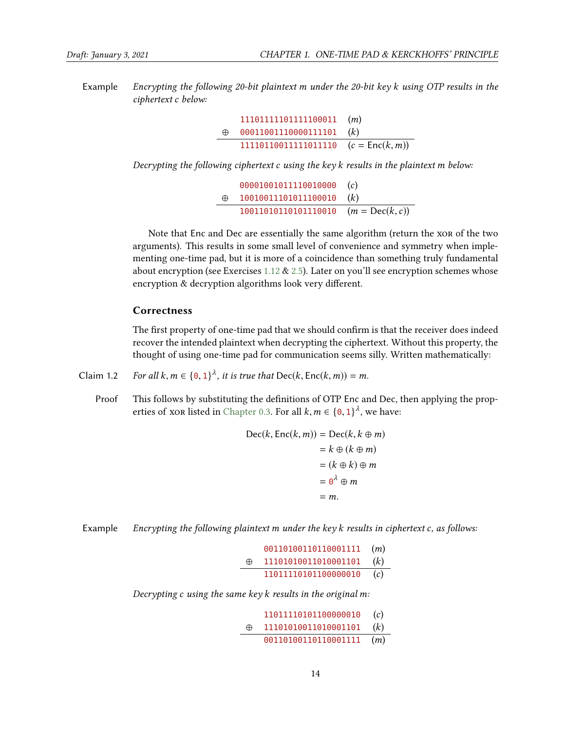Example *Encrypting the following 20-bit plaintext m under the 20-bit key k using OTP results in the ciphertext c below:*

$$\begin{array}{rll} & \texttt{11101111101111100011} & (m) \\ \oplus & \texttt{00011001110000111101} & (k) \\ \hline & \texttt{11110110011111011110} & (c = \text{Enc}(k, m)) \end{array}$$

*Decrypting the following ciphertext c using the key k results in the plaintext m below:*

$$\begin{array}{rll} & \texttt{00001001011110010000} & (c) \\ \oplus & \texttt{10010011101011100010} & (k) \\ \hline & \texttt{10011010110101110010} & (m = \text{Dec}(k, c)) \end{array}$$

Note that Enc and Dec are essentially the same algorithm (return the XOR of the two arguments). This results in some small level of convenience and symmetry when implementing one-time pad, but it is more of a coincidence than something truly fundamental about encryption (see Exercises 1.12 & 2.5). Later on you'll see encryption schemes whose encryption & decryption algorithms look very different.

### Correctness

The first property of one-time pad that we should confirm is that the receiver does indeed recover the intended plaintext when decrypting the ciphertext. Without this property, the thought of using one-time pad for communication seems silly. Written mathematically:

Claim 1.2 *For all $k, m \in \{0, 1\}^\lambda$, it is true that $\text{Dec}(k, \text{Enc}(k, m)) = m$.*

Proof This follows by substituting the definitions of OTP Enc and Dec, then applying the properties of XOR listed in Chapter 0.3. For all $k, m \in \{0, 1\}^\lambda$, we have:

$$\begin{aligned} \text{Dec}(k, \text{Enc}(k, m)) &= \text{Dec}(k, k \oplus m) \\ &= k \oplus (k \oplus m) \\ &= (k \oplus k) \oplus m \\ &= 0^\lambda \oplus m \\ &= m. \end{aligned}$$

Example *Encrypting the following plaintext m under the key k results in ciphertext c, as follows:*

$$\begin{array}{rll} & \texttt{00110100110110001111} & (m) \\ \oplus & \texttt{11101010011010001101} & (k) \\ \hline & \texttt{11011110101100000010} & (c) \end{array}$$

*Decrypting c using the same key k results in the original m:*

$$\begin{array}{rll} & \texttt{11011110101100000010} & (c) \\ \oplus & \texttt{11101010011010001101} & (k) \\ \hline & \texttt{00110100110110001111} & (m) \end{array}$$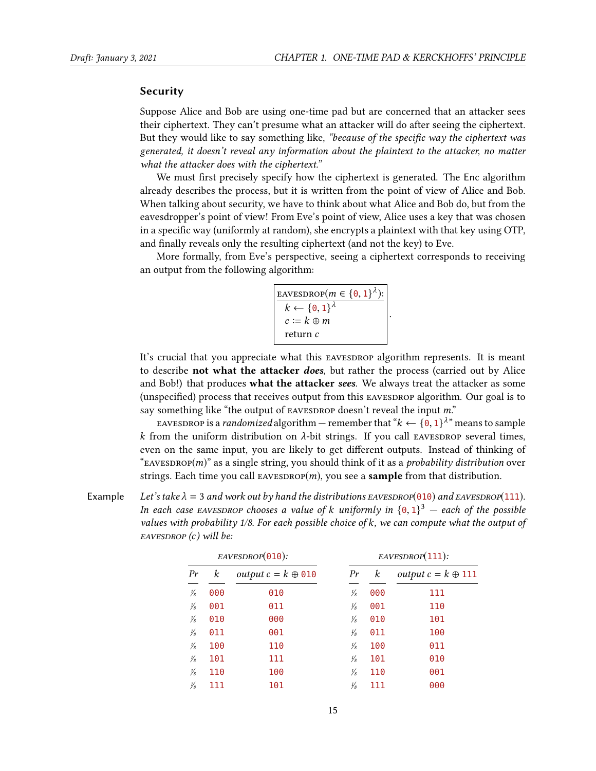### Security

Suppose Alice and Bob are using one-time pad but are concerned that an attacker sees their ciphertext. They can't presume what an attacker will do after seeing the ciphertext. But they would like to say something like, *"because of the specific way the ciphertext was generated, it doesn't reveal any information about the plaintext to the attacker, no matter what the attacker does with the ciphertext."*

We must first precisely specify how the ciphertext is generated. The Enc algorithm already describes the process, but it is written from the point of view of Alice and Bob. When talking about security, we have to think about what Alice and Bob do, but from the eavesdropper's point of view! From Eve's point of view, Alice uses a key that was chosen in a specific way (uniformly at random), she encrypts a plaintext with that key using OTP, and finally reveals only the resulting ciphertext (and not the key) to Eve.

More formally, from Eve's perspective, seeing a ciphertext corresponds to receiving an output from the following algorithm:

```
EAVESDROP(m ∈ {0,1}^λ):
  k ← {0,1}^λ
  c := k ⊕ m
  return c
```

It's crucial that you appreciate what this EAVESDROP algorithm represents. It is meant to describe **not what the attacker *does***, but rather the process (carried out by Alice and Bob!) that produces **what the attacker *sees***. We always treat the attacker as some (unspecified) process that receives output from this EAVESDROP algorithm. Our goal is to say something like "the output of EAVESDROP doesn't reveal the input $m$."

EAVESDROP is a *randomized* algorithm — remember that "$k \leftarrow \{0,1\}^\lambda$" means to sample $k$ from the uniform distribution on $\lambda$-bit strings. If you call EAVESDROP several times, even on the same input, you are likely to get different outputs. Instead of thinking of "EAVESDROP($m$)" as a single string, you should think of it as a *probability distribution* over strings. Each time you call EAVESDROP($m$), you see a **sample** from that distribution.

Example *Let's take $\lambda = 3$ and work out by hand the distributions EAVESDROP(010) and EAVESDROP(111). In each case EAVESDROP chooses a value of $k$ uniformly in $\{0,1\}^3$ — each of the possible values with probability 1/8. For each possible choice of $k$, we can compute what the output of EAVESDROP ($c$) will be:*

*EAVESDROP(010):*

| Pr | $k$ | output $c = k \oplus 010$ |
|---|---|---|
| 1/8 | 000 | 010 |
| 1/8 | 001 | 011 |
| 1/8 | 010 | 000 |
| 1/8 | 011 | 001 |
| 1/8 | 100 | 110 |
| 1/8 | 101 | 111 |
| 1/8 | 110 | 100 |
| 1/8 | 111 | 101 |

*EAVESDROP(111):*

| Pr | $k$ | output $c = k \oplus 111$ |
|---|---|---|
| 1/8 | 000 | 111 |
| 1/8 | 001 | 110 |
| 1/8 | 010 | 101 |
| 1/8 | 011 | 100 |
| 1/8 | 100 | 011 |
| 1/8 | 101 | 010 |
| 1/8 | 110 | 001 |
| 1/8 | 111 | 000 |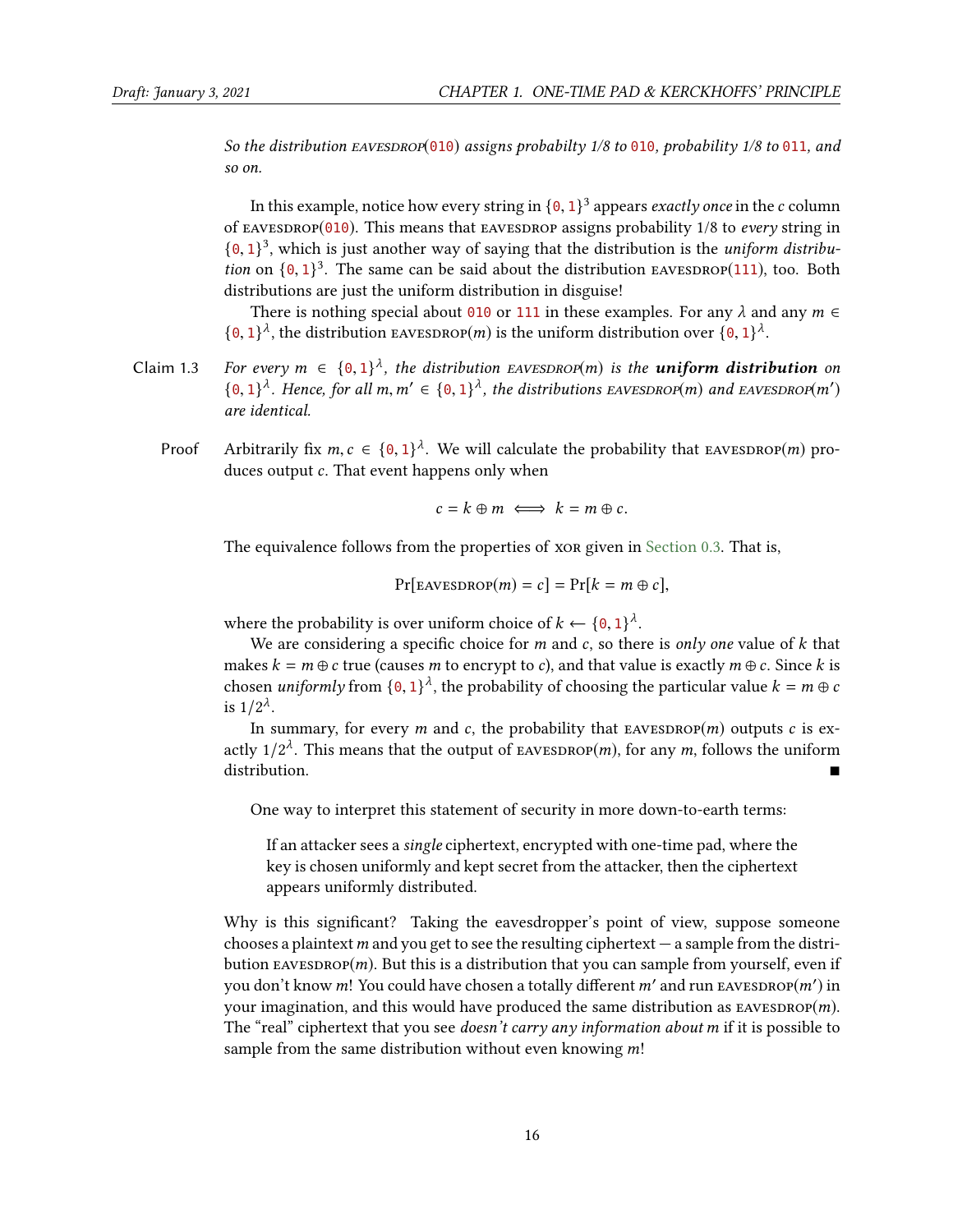*So the distribution* EAVESDROP(010) *assigns probabilty 1/8 to* 010*, probability 1/8 to* 011*, and so on.*

In this example, notice how every string in $\{0,1\}^3$ appears *exactly once* in the $c$ column of EAVESDROP(010). This means that EAVESDROP assigns probability 1/8 to *every* string in $\{0,1\}^3$, which is just another way of saying that the distribution is the *uniform distribution* on $\{0,1\}^3$. The same can be said about the distribution EAVESDROP(111), too. Both distributions are just the uniform distribution in disguise!

There is nothing special about 010 or 111 in these examples. For any $\lambda$ and any $m \in \{0,1\}^\lambda$, the distribution EAVESDROP($m$) is the uniform distribution over $\{0,1\}^\lambda$.

**Claim 1.3** *For every $m \in \{0,1\}^\lambda$, the distribution* EAVESDROP($m$) *is the* ***uniform distribution*** *on $\{0,1\}^\lambda$. Hence, for all $m, m' \in \{0,1\}^\lambda$, the distributions* EAVESDROP($m$) *and* EAVESDROP($m'$) *are identical.*

**Proof** Arbitrarily fix $m, c \in \{0,1\}^\lambda$. We will calculate the probability that EAVESDROP($m$) produces output $c$. That event happens only when

$$c = k \oplus m \iff k = m \oplus c.$$

The equivalence follows from the properties of XOR given in Section 0.3. That is,

$$\Pr[\text{EAVESDROP}(m) = c] = \Pr[k = m \oplus c],$$

where the probability is over uniform choice of $k \leftarrow \{0,1\}^\lambda$.

We are considering a specific choice for $m$ and $c$, so there is *only one* value of $k$ that makes $k = m \oplus c$ true (causes $m$ to encrypt to $c$), and that value is exactly $m \oplus c$. Since $k$ is chosen *uniformly* from $\{0,1\}^\lambda$, the probability of choosing the particular value $k = m \oplus c$ is $1/2^\lambda$.

In summary, for every $m$ and $c$, the probability that EAVESDROP($m$) outputs $c$ is exactly $1/2^\lambda$. This means that the output of EAVESDROP($m$), for any $m$, follows the uniform distribution. ■

One way to interpret this statement of security in more down-to-earth terms:

> If an attacker sees a *single* ciphertext, encrypted with one-time pad, where the key is chosen uniformly and kept secret from the attacker, then the ciphertext appears uniformly distributed.

Why is this significant? Taking the eavesdropper's point of view, suppose someone chooses a plaintext $m$ and you get to see the resulting ciphertext — a sample from the distribution EAVESDROP($m$). But this is a distribution that you can sample from yourself, even if you don't know $m$! You could have chosen a totally different $m'$ and run EAVESDROP($m'$) in your imagination, and this would have produced the same distribution as EAVESDROP($m$). The "real" ciphertext that you see *doesn't carry any information about* $m$ if it is possible to sample from the same distribution without even knowing $m$!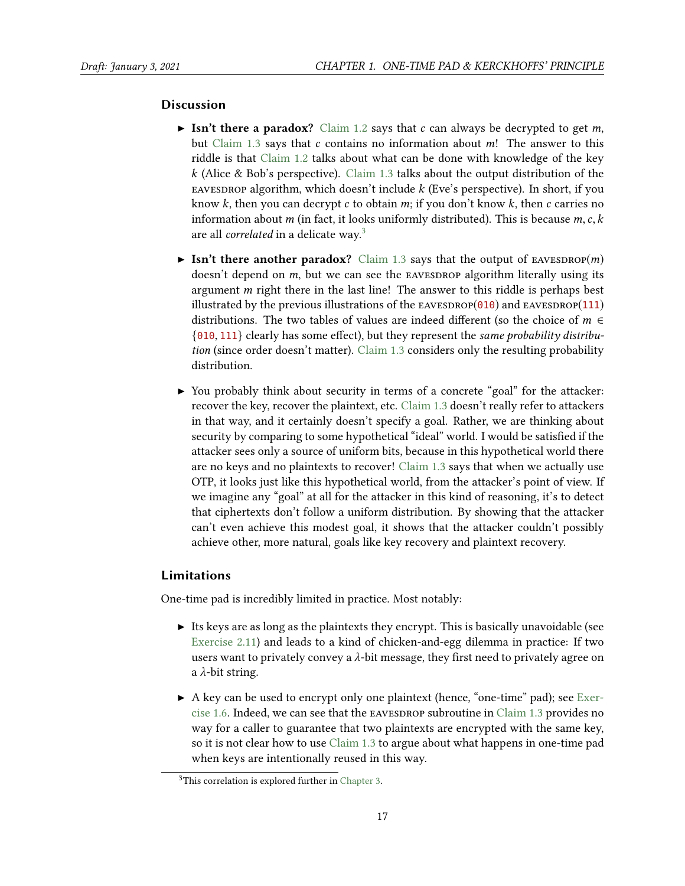### Discussion

- **Isn't there a paradox?** Claim 1.2 says that $c$ can always be decrypted to get $m$, but Claim 1.3 says that $c$ contains no information about $m$! The answer to this riddle is that Claim 1.2 talks about what can be done with knowledge of the key $k$ (Alice & Bob's perspective). Claim 1.3 talks about the output distribution of the EAVESDROP algorithm, which doesn't include $k$ (Eve's perspective). In short, if you know $k$, then you can decrypt $c$ to obtain $m$; if you don't know $k$, then $c$ carries no information about $m$ (in fact, it looks uniformly distributed). This is because $m, c, k$ are all *correlated* in a delicate way.[3]

- **Isn't there another paradox?** Claim 1.3 says that the output of EAVESDROP($m$) doesn't depend on $m$, but we can see the EAVESDROP algorithm literally using its argument $m$ right there in the last line! The answer to this riddle is perhaps best illustrated by the previous illustrations of the EAVESDROP(010) and EAVESDROP(111) distributions. The two tables of values are indeed different (so the choice of $m \in \{010, 111\}$ clearly has some effect), but they represent the *same probability distribution* (since order doesn't matter). Claim 1.3 considers only the resulting probability distribution.

- You probably think about security in terms of a concrete "goal" for the attacker: recover the key, recover the plaintext, etc. Claim 1.3 doesn't really refer to attackers in that way, and it certainly doesn't specify a goal. Rather, we are thinking about security by comparing to some hypothetical "ideal" world. I would be satisfied if the attacker sees only a source of uniform bits, because in this hypothetical world there are no keys and no plaintexts to recover! Claim 1.3 says that when we actually use OTP, it looks just like this hypothetical world, from the attacker's point of view. If we imagine any "goal" at all for the attacker in this kind of reasoning, it's to detect that ciphertexts don't follow a uniform distribution. By showing that the attacker can't even achieve this modest goal, it shows that the attacker couldn't possibly achieve other, more natural, goals like key recovery and plaintext recovery.

### Limitations

One-time pad is incredibly limited in practice. Most notably:

- Its keys are as long as the plaintexts they encrypt. This is basically unavoidable (see Exercise 2.11) and leads to a kind of chicken-and-egg dilemma in practice: If two users want to privately convey a $\lambda$-bit message, they first need to privately agree on a $\lambda$-bit string.

- A key can be used to encrypt only one plaintext (hence, "one-time" pad); see Exercise 1.6. Indeed, we can see that the EAVESDROP subroutine in Claim 1.3 provides no way for a caller to guarantee that two plaintexts are encrypted with the same key, so it is not clear how to use Claim 1.3 to argue about what happens in one-time pad when keys are intentionally reused in this way.

[3] This correlation is explored further in Chapter 3.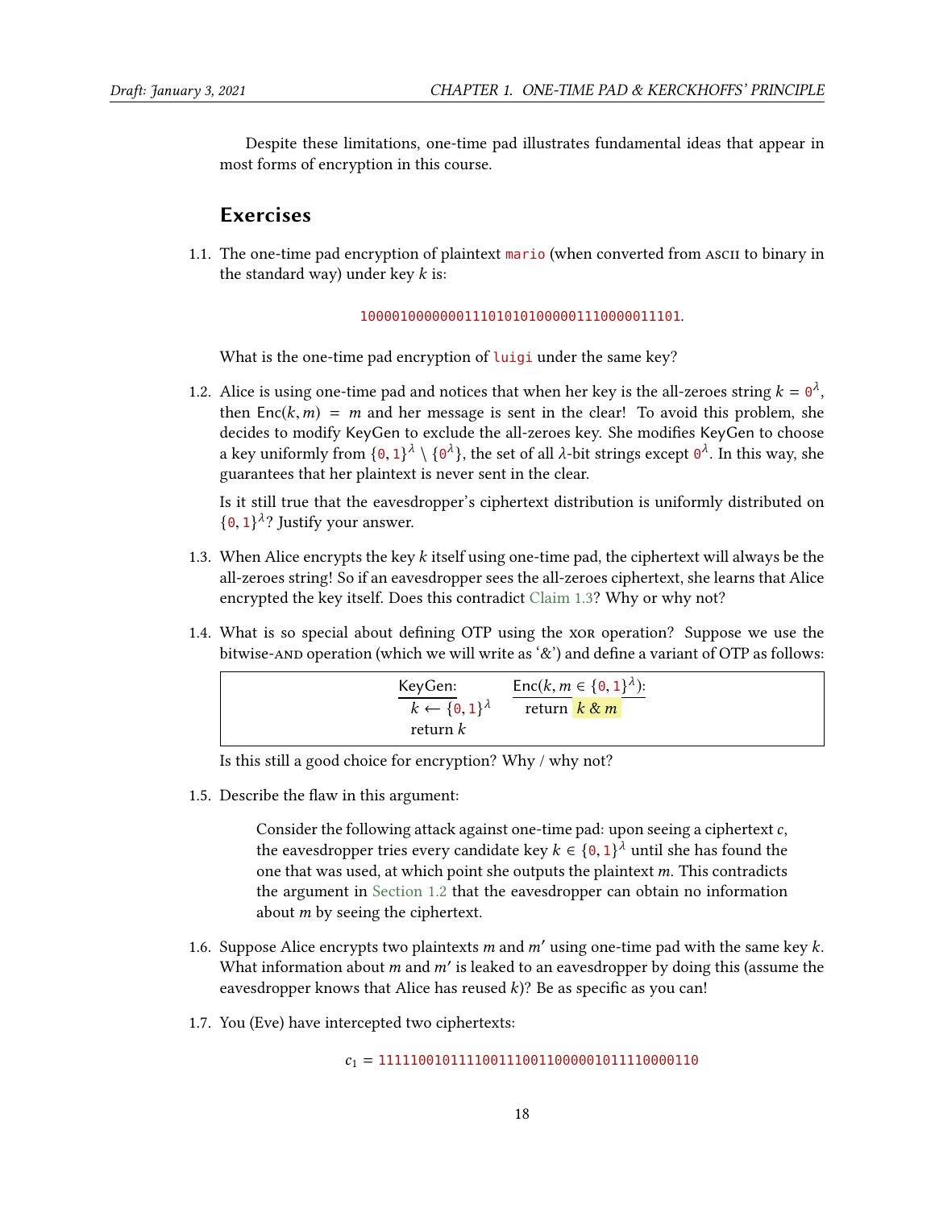Despite these limitations, one-time pad illustrates fundamental ideas that appear in most forms of encryption in this course.

## Exercises

1.1. The one-time pad encryption of plaintext `mario` (when converted from ASCII to binary in the standard way) under key $k$ is:

$$\texttt{1000010000000111010101000001110000011101}.$$

What is the one-time pad encryption of `luigi` under the same key?

1.2. Alice is using one-time pad and notices that when her key is the all-zeroes string $k = \texttt{0}^\lambda$, then $\text{Enc}(k, m) = m$ and her message is sent in the clear! To avoid this problem, she decides to modify KeyGen to exclude the all-zeroes key. She modifies KeyGen to choose a key uniformly from $\{\texttt{0},\texttt{1}\}^\lambda \setminus \{\texttt{0}^\lambda\}$, the set of all $\lambda$-bit strings except $\texttt{0}^\lambda$. In this way, she guarantees that her plaintext is never sent in the clear.

Is it still true that the eavesdropper's ciphertext distribution is uniformly distributed on $\{\texttt{0},\texttt{1}\}^\lambda$? Justify your answer.

1.3. When Alice encrypts the key $k$ itself using one-time pad, the ciphertext will always be the all-zeroes string! So if an eavesdropper sees the all-zeroes ciphertext, she learns that Alice encrypted the key itself. Does this contradict Claim 1.3? Why or why not?

1.4. What is so special about defining OTP using the XOR operation? Suppose we use the bitwise-AND operation (which we will write as '&') and define a variant of OTP as follows:

```
KeyGen:                 Enc(k, m ∈ {0,1}^λ):
  k ← {0,1}^λ             return k & m
  return k
```

Is this still a good choice for encryption? Why / why not?

1.5. Describe the flaw in this argument:

> Consider the following attack against one-time pad: upon seeing a ciphertext $c$, the eavesdropper tries every candidate key $k \in \{\texttt{0},\texttt{1}\}^\lambda$ until she has found the one that was used, at which point she outputs the plaintext $m$. This contradicts the argument in Section 1.2 that the eavesdropper can obtain no information about $m$ by seeing the ciphertext.

1.6. Suppose Alice encrypts two plaintexts $m$ and $m'$ using one-time pad with the same key $k$. What information about $m$ and $m'$ is leaked to an eavesdropper by doing this (assume the eavesdropper knows that Alice has reused $k$)? Be as specific as you can!

1.7. You (Eve) have intercepted two ciphertexts:

$$c_1 = \texttt{1111100101111001110011000001011110000110}$$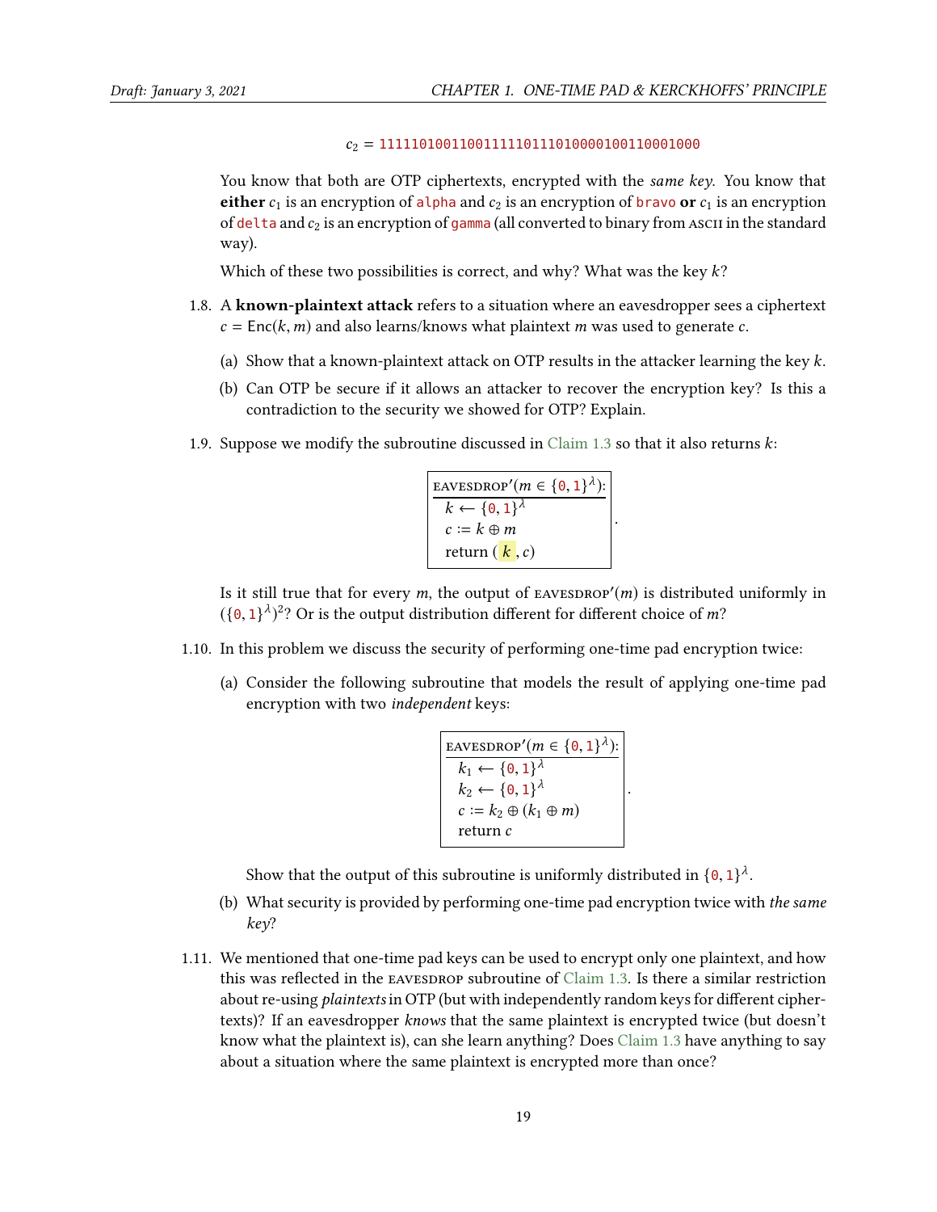$c_2$ = `1111101001100111110111010000100110001000`

You know that both are OTP ciphertexts, encrypted with the *same key*. You know that **either** $c_1$ is an encryption of `alpha` and $c_2$ is an encryption of `bravo` **or** $c_1$ is an encryption of `delta` and $c_2$ is an encryption of `gamma` (all converted to binary from ASCII in the standard way).

Which of these two possibilities is correct, and why? What was the key $k$?

1.8. A **known-plaintext attack** refers to a situation where an eavesdropper sees a ciphertext $c = \mathsf{Enc}(k, m)$ and also learns/knows what plaintext $m$ was used to generate $c$.

   (a) Show that a known-plaintext attack on OTP results in the attacker learning the key $k$.

   (b) Can OTP be secure if it allows an attacker to recover the encryption key? Is this a contradiction to the security we showed for OTP? Explain.

1.9. Suppose we modify the subroutine discussed in Claim 1.3 so that it also returns $k$:

```
EAVESDROP'(m ∈ {0,1}^λ):
  k ← {0,1}^λ
  c := k ⊕ m
  return (k, c)
```

Is it still true that for every $m$, the output of EAVESDROP$'(m)$ is distributed uniformly in $(\{0,1\}^\lambda)^2$? Or is the output distribution different for different choice of $m$?

1.10. In this problem we discuss the security of performing one-time pad encryption twice:

   (a) Consider the following subroutine that models the result of applying one-time pad encryption with two *independent* keys:

```
EAVESDROP'(m ∈ {0,1}^λ):
  k1 ← {0,1}^λ
  k2 ← {0,1}^λ
  c := k2 ⊕ (k1 ⊕ m)
  return c
```

   Show that the output of this subroutine is uniformly distributed in $\{0,1\}^\lambda$.

   (b) What security is provided by performing one-time pad encryption twice with *the same key*?

1.11. We mentioned that one-time pad keys can be used to encrypt only one plaintext, and how this was reflected in the EAVESDROP subroutine of Claim 1.3. Is there a similar restriction about re-using *plaintexts* in OTP (but with independently random keys for different ciphertexts)? If an eavesdropper *knows* that the same plaintext is encrypted twice (but doesn't know what the plaintext is), can she learn anything? Does Claim 1.3 have anything to say about a situation where the same plaintext is encrypted more than once?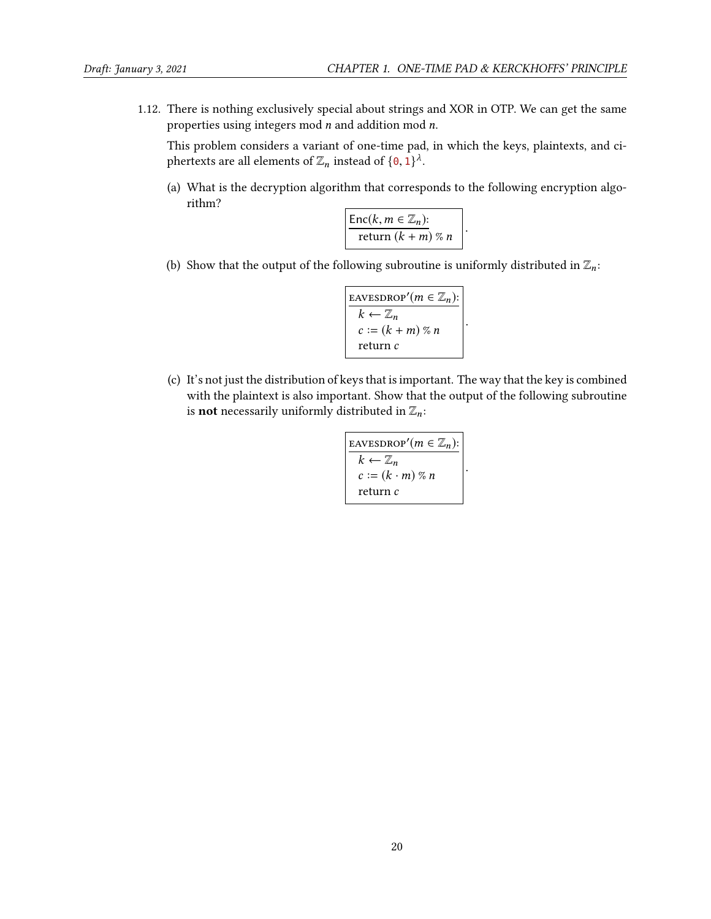1.12. There is nothing exclusively special about strings and XOR in OTP. We can get the same properties using integers mod $n$ and addition mod $n$.

This problem considers a variant of one-time pad, in which the keys, plaintexts, and ciphertexts are all elements of $\mathbb{Z}_n$ instead of $\{0,1\}^\lambda$.

(a) What is the decryption algorithm that corresponds to the following encryption algorithm?

```
Enc(k, m ∈ ℤ_n):
  return (k + m) % n
```

(b) Show that the output of the following subroutine is uniformly distributed in $\mathbb{Z}_n$:

```
EAVESDROP'(m ∈ ℤ_n):
  k ← ℤ_n
  c := (k + m) % n
  return c
```

(c) It's not just the distribution of keys that is important. The way that the key is combined with the plaintext is also important. Show that the output of the following subroutine is **not** necessarily uniformly distributed in $\mathbb{Z}_n$:

```
EAVESDROP'(m ∈ ℤ_n):
  k ← ℤ_n
  c := (k · m) % n
  return c
```